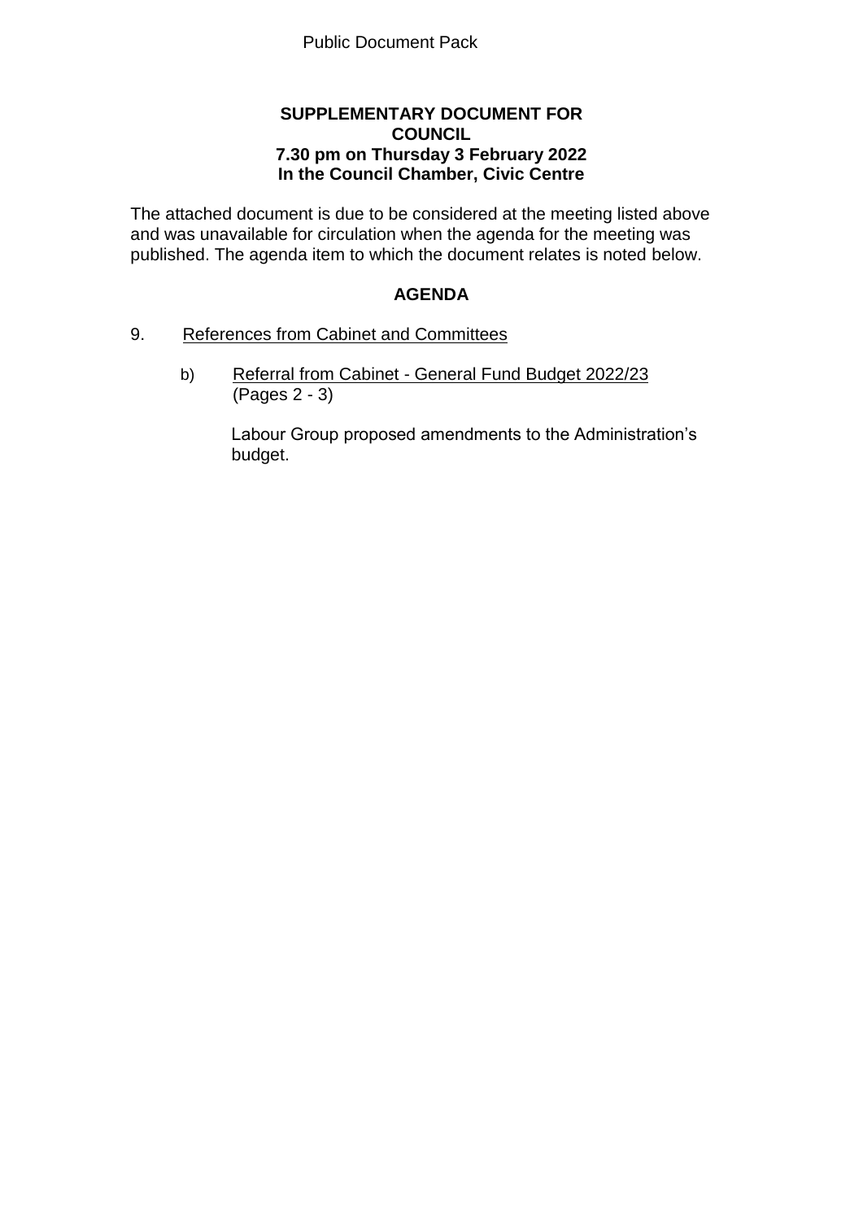Public Document Pack

**SUPPLEMENTARY DOCUMENT FOR COUNCIL**
**7.30 pm on Thursday 3 February 2022**
**In the Council Chamber, Civic Centre**

The attached document is due to be considered at the meeting listed above and was unavailable for circulation when the agenda for the meeting was published. The agenda item to which the document relates is noted below.

## AGENDA

9. References from Cabinet and Committees

   b) Referral from Cabinet - General Fund Budget 2022/23 (Pages 2 - 3)

   Labour Group proposed amendments to the Administration's budget.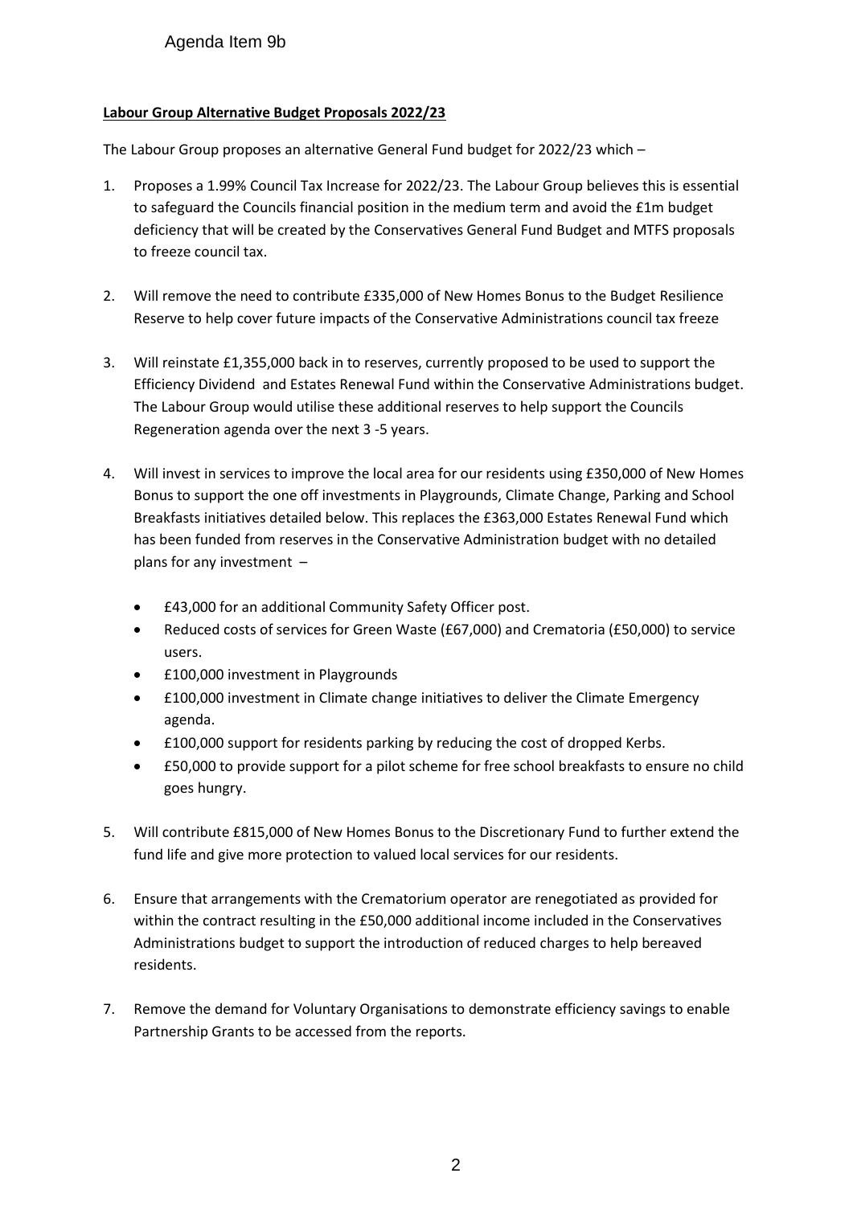Agenda Item 9b

**Labour Group Alternative Budget Proposals 2022/23**

The Labour Group proposes an alternative General Fund budget for 2022/23 which –

1. Proposes a 1.99% Council Tax Increase for 2022/23. The Labour Group believes this is essential to safeguard the Councils financial position in the medium term and avoid the £1m budget deficiency that will be created by the Conservatives General Fund Budget and MTFS proposals to freeze council tax.

2. Will remove the need to contribute £335,000 of New Homes Bonus to the Budget Resilience Reserve to help cover future impacts of the Conservative Administrations council tax freeze

3. Will reinstate £1,355,000 back in to reserves, currently proposed to be used to support the Efficiency Dividend and Estates Renewal Fund within the Conservative Administrations budget. The Labour Group would utilise these additional reserves to help support the Councils Regeneration agenda over the next 3 -5 years.

4. Will invest in services to improve the local area for our residents using £350,000 of New Homes Bonus to support the one off investments in Playgrounds, Climate Change, Parking and School Breakfasts initiatives detailed below. This replaces the £363,000 Estates Renewal Fund which has been funded from reserves in the Conservative Administration budget with no detailed plans for any investment –

    - £43,000 for an additional Community Safety Officer post.
    - Reduced costs of services for Green Waste (£67,000) and Crematoria (£50,000) to service users.
    - £100,000 investment in Playgrounds
    - £100,000 investment in Climate change initiatives to deliver the Climate Emergency agenda.
    - £100,000 support for residents parking by reducing the cost of dropped Kerbs.
    - £50,000 to provide support for a pilot scheme for free school breakfasts to ensure no child goes hungry.

5. Will contribute £815,000 of New Homes Bonus to the Discretionary Fund to further extend the fund life and give more protection to valued local services for our residents.

6. Ensure that arrangements with the Crematorium operator are renegotiated as provided for within the contract resulting in the £50,000 additional income included in the Conservatives Administrations budget to support the introduction of reduced charges to help bereaved residents.

7. Remove the demand for Voluntary Organisations to demonstrate efficiency savings to enable Partnership Grants to be accessed from the reports.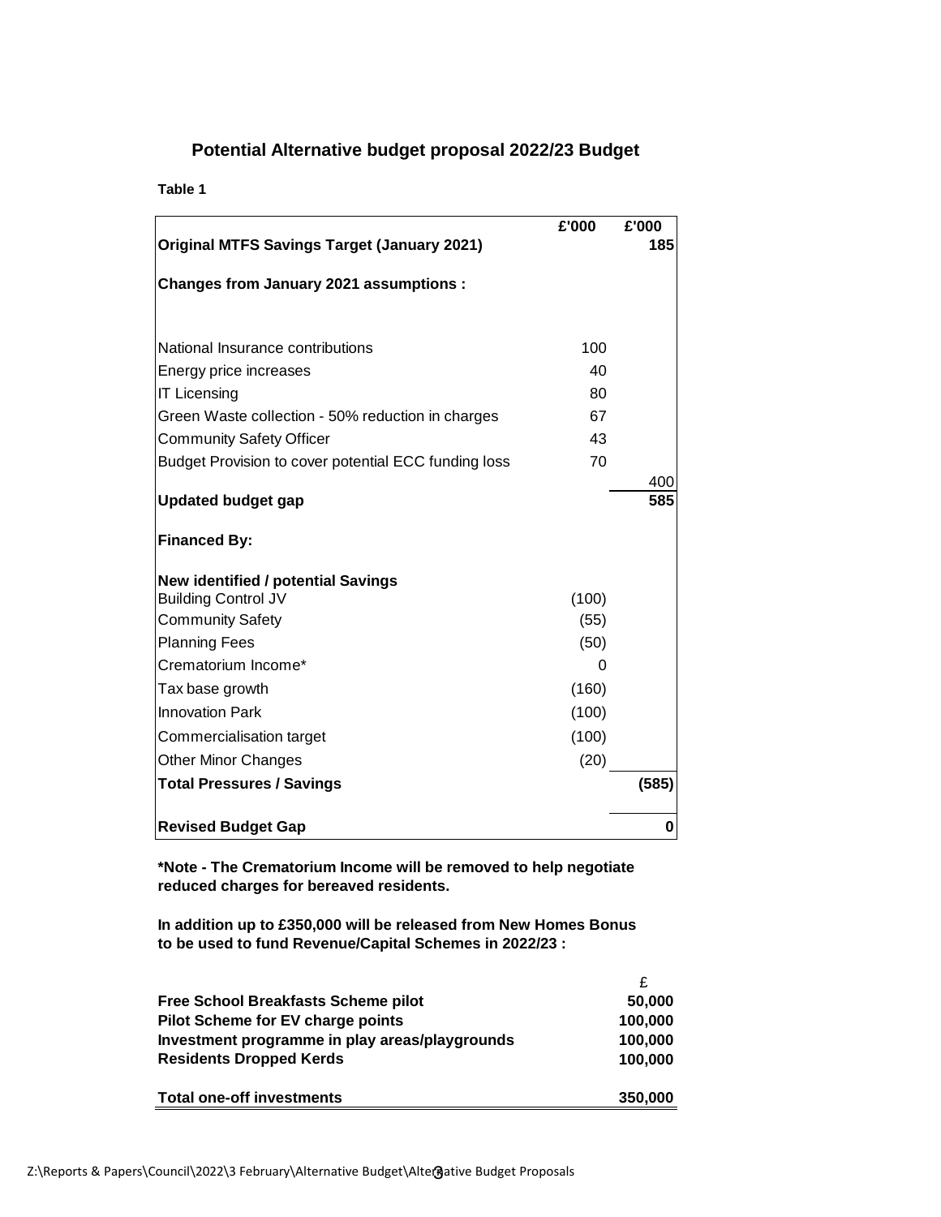## Potential Alternative budget proposal 2022/23 Budget

**Table 1**

| | £'000 | £'000 |
|---|---|---|
| **Original MTFS Savings Target (January 2021)** | | **185** |
| **Changes from January 2021 assumptions :** | | |
| National Insurance contributions | 100 | |
| Energy price increases | 40 | |
| IT Licensing | 80 | |
| Green Waste collection - 50% reduction in charges | 67 | |
| Community Safety Officer | 43 | |
| Budget Provision to cover potential ECC funding loss | 70 | |
| | | 400 |
| **Updated budget gap** | | **585** |
| **Financed By:** | | |
| **New identified / potential Savings** | | |
| Building Control JV | (100) | |
| Community Safety | (55) | |
| Planning Fees | (50) | |
| Crematorium Income* | 0 | |
| Tax base growth | (160) | |
| Innovation Park | (100) | |
| Commercialisation target | (100) | |
| Other Minor Changes | (20) | |
| **Total Pressures / Savings** | | **(585)** |
| **Revised Budget Gap** | | **0** |

**\*Note - The Crematorium Income will be removed to help negotiate reduced charges for bereaved residents.**

**In addition up to £350,000 will be released from New Homes Bonus to be used to fund Revenue/Capital Schemes in 2022/23 :**

| | £ |
|---|---|
| **Free School Breakfasts Scheme pilot** | **50,000** |
| **Pilot Scheme for EV charge points** | **100,000** |
| **Investment programme in play areas/playgrounds** | **100,000** |
| **Residents Dropped Kerds** | **100,000** |
| **Total one-off investments** | **350,000** |